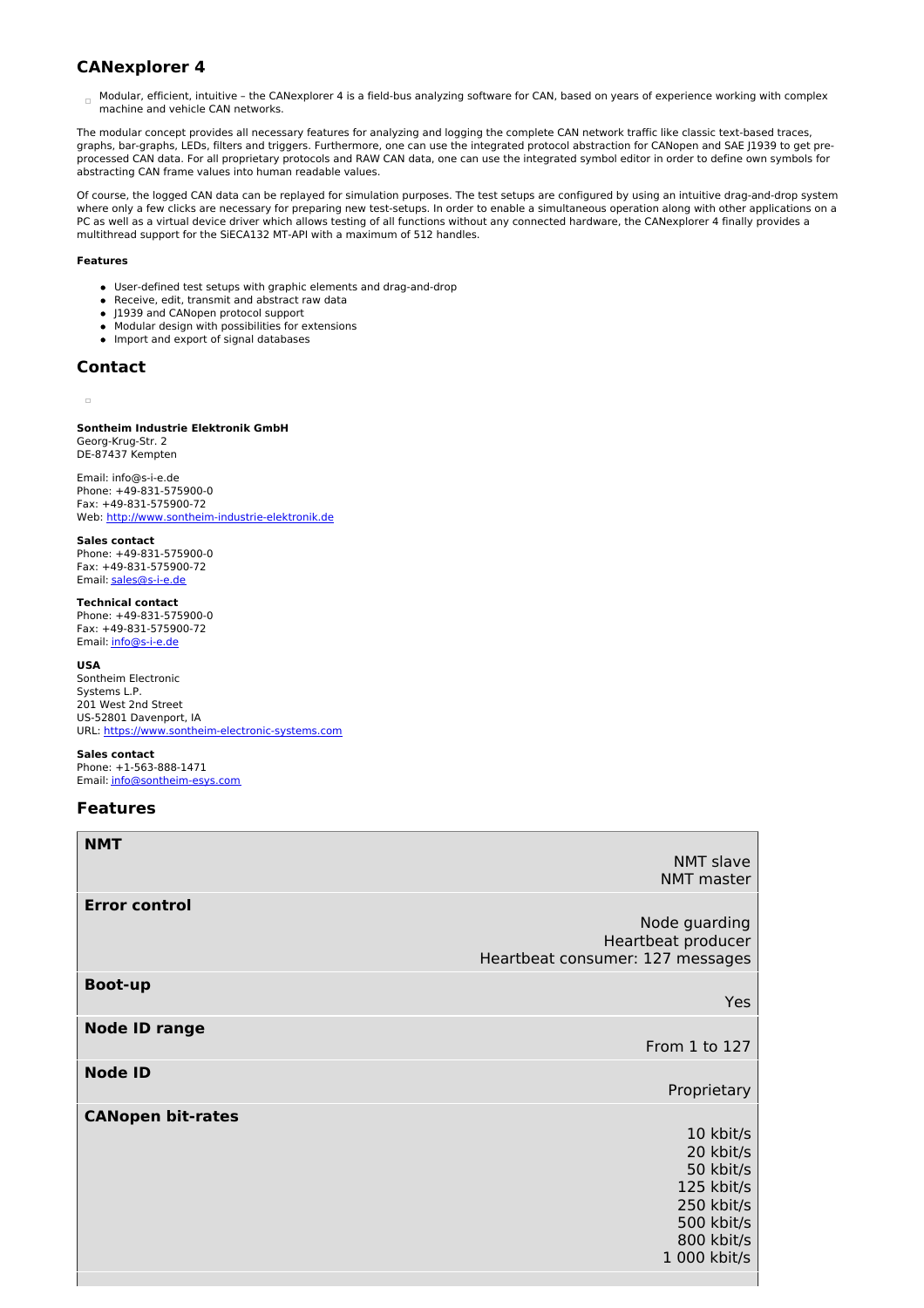## CANexplorer 4

Modular, efficient, intuitive – the CANexplorer 4 is a field-bus analyzing software for CAN, based on years of experience working with complex machine and vehicle CAN networks.

The modular concept provides all necessary features for analyzing and logging the complete CAN network traffic like classic text-based traces, graphs, bar-graphs, LEDs, filters and triggers. Furthermore, one can use the integrated protocol abstraction for CANopen and SAE J1939 to get pre-processed CAN data. For all proprietary protocols and RAW CAN data, one can use the integrated symbol editor in order to define own symbols for abstracting CAN frame values into human readable values.

Of course, the logged CAN data can be replayed for simulation purposes. The test setups are configured by using an intuitive drag-and-drop system where only a few clicks are necessary for preparing new test-setups. In order to enable a simultaneous operation along with other applications on a PC as well as a virtual device driver which allows testing of all functions without any connected hardware, the CANexplorer 4 finally provides a multithread support for the SiECA132 MT-API with a maximum of 512 handles.

**Features**

- User-defined test setups with graphic elements and drag-and-drop
- Receive, edit, transmit and abstract raw data
- J1939 and CANopen protocol support
- Modular design with possibilities for extensions
- Import and export of signal databases

## Contact

**Sontheim Industrie Elektronik GmbH**
Georg-Krug-Str. 2
DE-87437 Kempten

Email: info@s-i-e.de
Phone: +49-831-575900-0
Fax: +49-831-575900-72
Web: http://www.sontheim-industrie-elektronik.de

**Sales contact**
Phone: +49-831-575900-0
Fax: +49-831-575900-72
Email: sales@s-i-e.de

**Technical contact**
Phone: +49-831-575900-0
Fax: +49-831-575900-72
Email: info@s-i-e.de

**USA**
Sontheim Electronic
Systems L.P.
201 West 2nd Street
US-52801 Davenport, IA
URL: https://www.sontheim-electronic-systems.com

**Sales contact**
Phone: +1-563-888-1471
Email: info@sontheim-esys.com

## Features

| Feature | Value |
|---|---|
| **NMT** | NMT slave<br>NMT master |
| **Error control** | Node guarding<br>Heartbeat producer<br>Heartbeat consumer: 127 messages |
| **Boot-up** | Yes |
| **Node ID range** | From 1 to 127 |
| **Node ID** | Proprietary |
| **CANopen bit-rates** | 10 kbit/s<br>20 kbit/s<br>50 kbit/s<br>125 kbit/s<br>250 kbit/s<br>500 kbit/s<br>800 kbit/s<br>1 000 kbit/s |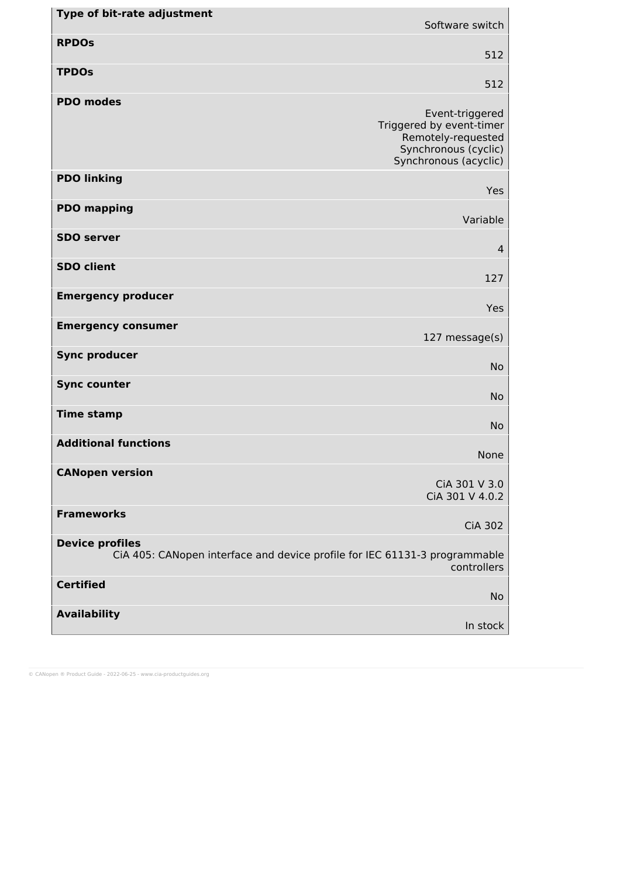| | |
|---|---|
| **Type of bit-rate adjustment** | Software switch |
| **RPDOs** | 512 |
| **TPDOs** | 512 |
| **PDO modes** | Event-triggered<br>Triggered by event-timer<br>Remotely-requested<br>Synchronous (cyclic)<br>Synchronous (acyclic) |
| **PDO linking** | Yes |
| **PDO mapping** | Variable |
| **SDO server** | 4 |
| **SDO client** | 127 |
| **Emergency producer** | Yes |
| **Emergency consumer** | 127 message(s) |
| **Sync producer** | No |
| **Sync counter** | No |
| **Time stamp** | No |
| **Additional functions** | None |
| **CANopen version** | CiA 301 V 3.0<br>CiA 301 V 4.0.2 |
| **Frameworks** | CiA 302 |
| **Device profiles** | CiA 405: CANopen interface and device profile for IEC 61131-3 programmable controllers |
| **Certified** | No |
| **Availability** | In stock |

© CANopen ® Product Guide - 2022-06-25 - www.cia-productguides.org